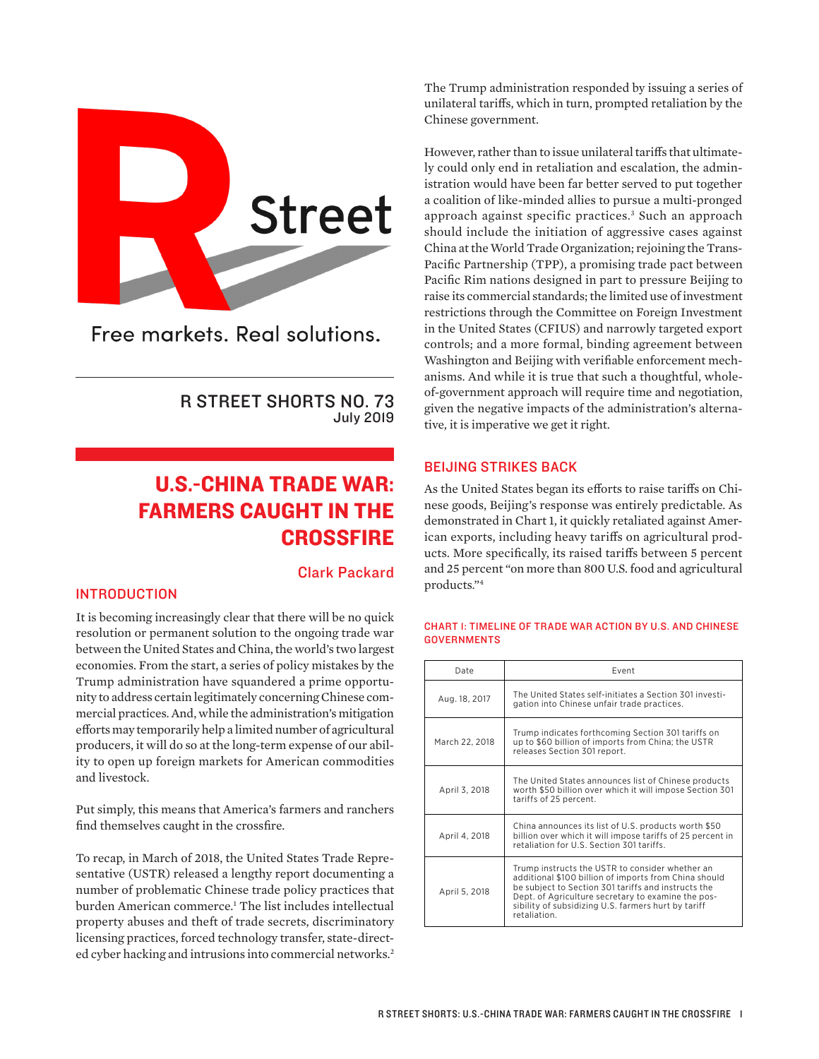R Street

Free markets. Real solutions.

R STREET SHORTS NO. 73
July 2019

# U.S.-CHINA TRADE WAR: FARMERS CAUGHT IN THE CROSSFIRE

Clark Packard

## INTRODUCTION

It is becoming increasingly clear that there will be no quick resolution or permanent solution to the ongoing trade war between the United States and China, the world's two largest economies. From the start, a series of policy mistakes by the Trump administration have squandered a prime opportunity to address certain legitimately concerning Chinese commercial practices. And, while the administration's mitigation efforts may temporarily help a limited number of agricultural producers, it will do so at the long-term expense of our ability to open up foreign markets for American commodities and livestock.

Put simply, this means that America's farmers and ranchers find themselves caught in the crossfire.

To recap, in March of 2018, the United States Trade Representative (USTR) released a lengthy report documenting a number of problematic Chinese trade policy practices that burden American commerce.[1] The list includes intellectual property abuses and theft of trade secrets, discriminatory licensing practices, forced technology transfer, state-directed cyber hacking and intrusions into commercial networks.[2] The Trump administration responded by issuing a series of unilateral tariffs, which in turn, prompted retaliation by the Chinese government.

However, rather than to issue unilateral tariffs that ultimately could only end in retaliation and escalation, the administration would have been far better served to put together a coalition of like-minded allies to pursue a multi-pronged approach against specific practices.[3] Such an approach should include the initiation of aggressive cases against China at the World Trade Organization; rejoining the Trans-Pacific Partnership (TPP), a promising trade pact between Pacific Rim nations designed in part to pressure Beijing to raise its commercial standards; the limited use of investment restrictions through the Committee on Foreign Investment in the United States (CFIUS) and narrowly targeted export controls; and a more formal, binding agreement between Washington and Beijing with verifiable enforcement mechanisms. And while it is true that such a thoughtful, whole-of-government approach will require time and negotiation, given the negative impacts of the administration's alternative, it is imperative we get it right.

## BEIJING STRIKES BACK

As the United States began its efforts to raise tariffs on Chinese goods, Beijing's response was entirely predictable. As demonstrated in Chart 1, it quickly retaliated against American exports, including heavy tariffs on agricultural products. More specifically, its raised tariffs between 5 percent and 25 percent "on more than 800 U.S. food and agricultural products."[4]

**CHART 1: TIMELINE OF TRADE WAR ACTION BY U.S. AND CHINESE GOVERNMENTS**

| Date | Event |
|---|---|
| Aug. 18, 2017 | The United States self-initiates a Section 301 investigation into Chinese unfair trade practices. |
| March 22, 2018 | Trump indicates forthcoming Section 301 tariffs on up to $60 billion of imports from China; the USTR releases Section 301 report. |
| April 3, 2018 | The United States announces list of Chinese products worth $50 billion over which it will impose Section 301 tariffs of 25 percent. |
| April 4, 2018 | China announces its list of U.S. products worth $50 billion over which it will impose tariffs of 25 percent in retaliation for U.S. Section 301 tariffs. |
| April 5, 2018 | Trump instructs the USTR to consider whether an additional $100 billion of imports from China should be subject to Section 301 tariffs and instructs the Dept. of Agriculture secretary to examine the possibility of subsidizing U.S. farmers hurt by tariff retaliation. |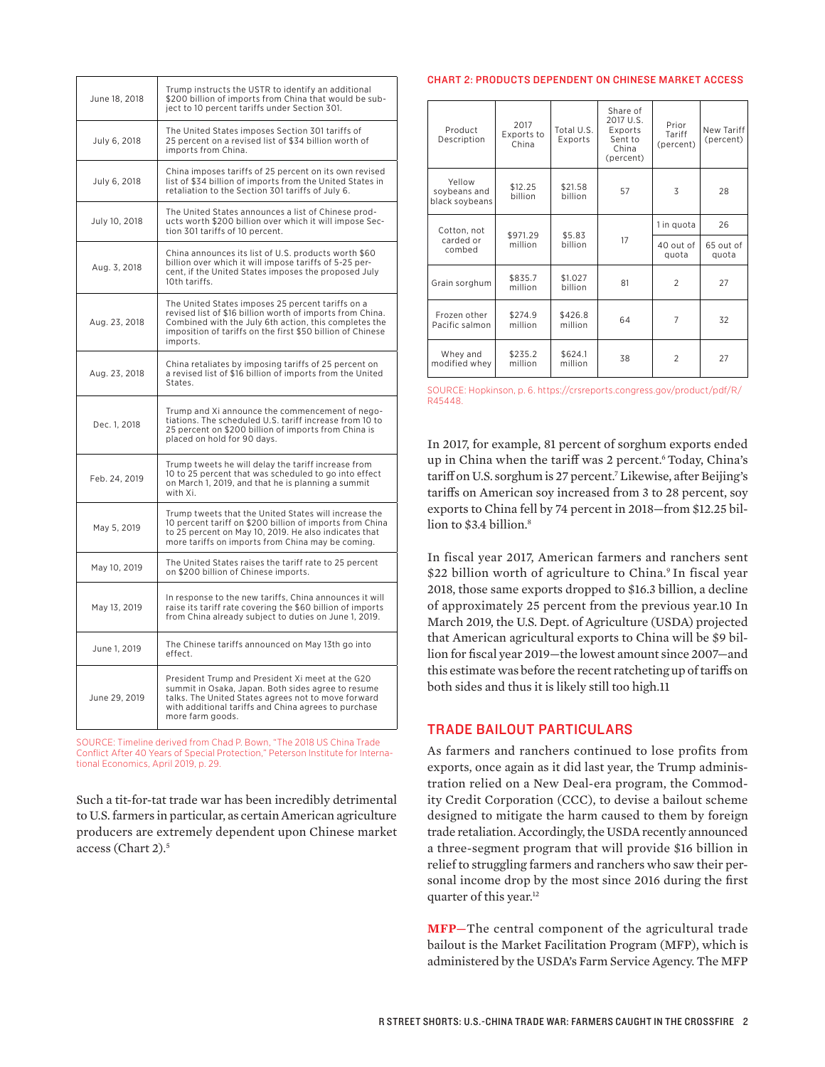| | |
|---|---|
| June 18, 2018 | Trump instructs the USTR to identify an additional $200 billion of imports from China that would be subject to 10 percent tariffs under Section 301. |
| July 6, 2018 | The United States imposes Section 301 tariffs of 25 percent on a revised list of $34 billion worth of imports from China. |
| July 6, 2018 | China imposes tariffs of 25 percent on its own revised list of $34 billion of imports from the United States in retaliation to the Section 301 tariffs of July 6. |
| July 10, 2018 | The United States announces a list of Chinese products worth $200 billion over which it will impose Section 301 tariffs of 10 percent. |
| Aug. 3, 2018 | China announces its list of U.S. products worth $60 billion over which it will impose tariffs of 5-25 percent, if the United States imposes the proposed July 10th tariffs. |
| Aug. 23, 2018 | The United States imposes 25 percent tariffs on a revised list of $16 billion worth of imports from China. Combined with the July 6th action, this completes the imposition of tariffs on the first $50 billion of Chinese imports. |
| Aug. 23, 2018 | China retaliates by imposing tariffs of 25 percent on a revised list of $16 billion of imports from the United States. |
| Dec. 1, 2018 | Trump and Xi announce the commencement of negotiations. The scheduled U.S. tariff increase from 10 to 25 percent on $200 billion of imports from China is placed on hold for 90 days. |
| Feb. 24, 2019 | Trump tweets he will delay the tariff increase from 10 to 25 percent that was scheduled to go into effect on March 1, 2019, and that he is planning a summit with Xi. |
| May 5, 2019 | Trump tweets that the United States will increase the 10 percent tariff on $200 billion of imports from China to 25 percent on May 10, 2019. He also indicates that more tariffs on imports from China may be coming. |
| May 10, 2019 | The United States raises the tariff rate to 25 percent on $200 billion of Chinese imports. |
| May 13, 2019 | In response to the new tariffs, China announces it will raise its tariff rate covering the $60 billion of imports from China already subject to duties on June 1, 2019. |
| June 1, 2019 | The Chinese tariffs announced on May 13th go into effect. |
| June 29, 2019 | President Trump and President Xi meet at the G20 summit in Osaka, Japan. Both sides agree to resume talks. The United States agrees not to move forward with additional tariffs and China agrees to purchase more farm goods. |

SOURCE: Timeline derived from Chad P. Bown, "The 2018 US China Trade Conflict After 40 Years of Special Protection," Peterson Institute for International Economics, April 2019, p. 29.

Such a tit-for-tat trade war has been incredibly detrimental to U.S. farmers in particular, as certain American agriculture producers are extremely dependent upon Chinese market access (Chart 2).[5]

**CHART 2: PRODUCTS DEPENDENT ON CHINESE MARKET ACCESS**

| Product Description | 2017 Exports to China | Total U.S. Exports | Share of 2017 U.S. Exports Sent to China (percent) | Prior Tariff (percent) | New Tariff (percent) |
|---|---|---|---|---|---|
| Yellow soybeans and black soybeans | $12.25 billion | $21.58 billion | 57 | 3 | 28 |
| Cotton, not carded or combed | $971.29 million | $5.83 billion | 17 | 1 in quota | 26 |
| | | | | 40 out of quota | 65 out of quota |
| Grain sorghum | $835.7 million | $1.027 billion | 81 | 2 | 27 |
| Frozen other Pacific salmon | $274.9 million | $426.8 million | 64 | 7 | 32 |
| Whey and modified whey | $235.2 million | $624.1 million | 38 | 2 | 27 |

SOURCE: Hopkinson, p. 6. https://crsreports.congress.gov/product/pdf/R/R45448.

In 2017, for example, 81 percent of sorghum exports ended up in China when the tariff was 2 percent.[6] Today, China's tariff on U.S. sorghum is 27 percent.[7] Likewise, after Beijing's tariffs on American soy increased from 3 to 28 percent, soy exports to China fell by 74 percent in 2018—from $12.25 billion to $3.4 billion.[8]

In fiscal year 2017, American farmers and ranchers sent $22 billion worth of agriculture to China.[9] In fiscal year 2018, those same exports dropped to $16.3 billion, a decline of approximately 25 percent from the previous year.10 In March 2019, the U.S. Dept. of Agriculture (USDA) projected that American agricultural exports to China will be $9 billion for fiscal year 2019—the lowest amount since 2007—and this estimate was before the recent ratcheting up of tariffs on both sides and thus it is likely still too high.11

## TRADE BAILOUT PARTICULARS

As farmers and ranchers continued to lose profits from exports, once again as it did last year, the Trump administration relied on a New Deal-era program, the Commodity Credit Corporation (CCC), to devise a bailout scheme designed to mitigate the harm caused to them by foreign trade retaliation. Accordingly, the USDA recently announced a three-segment program that will provide $16 billion in relief to struggling farmers and ranchers who saw their personal income drop by the most since 2016 during the first quarter of this year.[12]

**MFP—**The central component of the agricultural trade bailout is the Market Facilitation Program (MFP), which is administered by the USDA's Farm Service Agency. The MFP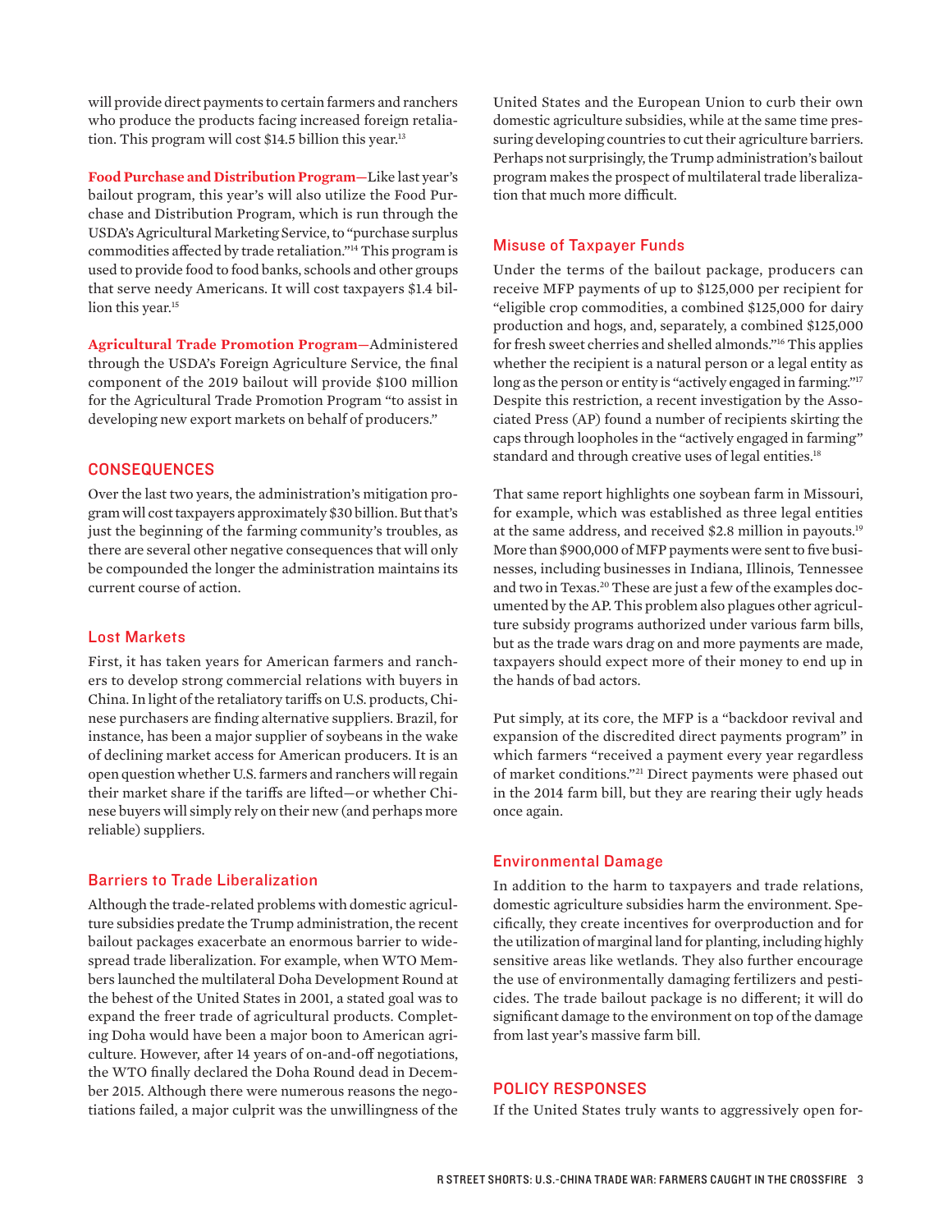will provide direct payments to certain farmers and ranchers who produce the products facing increased foreign retaliation. This program will cost $14.5 billion this year.[13]

**Food Purchase and Distribution Program—**Like last year's bailout program, this year's will also utilize the Food Purchase and Distribution Program, which is run through the USDA's Agricultural Marketing Service, to "purchase surplus commodities affected by trade retaliation."[14] This program is used to provide food to food banks, schools and other groups that serve needy Americans. It will cost taxpayers $1.4 billion this year.[15]

**Agricultural Trade Promotion Program—**Administered through the USDA's Foreign Agriculture Service, the final component of the 2019 bailout will provide $100 million for the Agricultural Trade Promotion Program "to assist in developing new export markets on behalf of producers."

## CONSEQUENCES

Over the last two years, the administration's mitigation program will cost taxpayers approximately $30 billion. But that's just the beginning of the farming community's troubles, as there are several other negative consequences that will only be compounded the longer the administration maintains its current course of action.

### Lost Markets

First, it has taken years for American farmers and ranchers to develop strong commercial relations with buyers in China. In light of the retaliatory tariffs on U.S. products, Chinese purchasers are finding alternative suppliers. Brazil, for instance, has been a major supplier of soybeans in the wake of declining market access for American producers. It is an open question whether U.S. farmers and ranchers will regain their market share if the tariffs are lifted—or whether Chinese buyers will simply rely on their new (and perhaps more reliable) suppliers.

### Barriers to Trade Liberalization

Although the trade-related problems with domestic agriculture subsidies predate the Trump administration, the recent bailout packages exacerbate an enormous barrier to widespread trade liberalization. For example, when WTO Members launched the multilateral Doha Development Round at the behest of the United States in 2001, a stated goal was to expand the freer trade of agricultural products. Completing Doha would have been a major boon to American agriculture. However, after 14 years of on-and-off negotiations, the WTO finally declared the Doha Round dead in December 2015. Although there were numerous reasons the negotiations failed, a major culprit was the unwillingness of the United States and the European Union to curb their own domestic agriculture subsidies, while at the same time pressuring developing countries to cut their agriculture barriers. Perhaps not surprisingly, the Trump administration's bailout program makes the prospect of multilateral trade liberalization that much more difficult.

### Misuse of Taxpayer Funds

Under the terms of the bailout package, producers can receive MFP payments of up to $125,000 per recipient for "eligible crop commodities, a combined $125,000 for dairy production and hogs, and, separately, a combined $125,000 for fresh sweet cherries and shelled almonds."[16] This applies whether the recipient is a natural person or a legal entity as long as the person or entity is "actively engaged in farming."[17] Despite this restriction, a recent investigation by the Associated Press (AP) found a number of recipients skirting the caps through loopholes in the "actively engaged in farming" standard and through creative uses of legal entities.[18]

That same report highlights one soybean farm in Missouri, for example, which was established as three legal entities at the same address, and received $2.8 million in payouts.[19] More than $900,000 of MFP payments were sent to five businesses, including businesses in Indiana, Illinois, Tennessee and two in Texas.[20] These are just a few of the examples documented by the AP. This problem also plagues other agriculture subsidy programs authorized under various farm bills, but as the trade wars drag on and more payments are made, taxpayers should expect more of their money to end up in the hands of bad actors.

Put simply, at its core, the MFP is a "backdoor revival and expansion of the discredited direct payments program" in which farmers "received a payment every year regardless of market conditions."[21] Direct payments were phased out in the 2014 farm bill, but they are rearing their ugly heads once again.

### Environmental Damage

In addition to the harm to taxpayers and trade relations, domestic agriculture subsidies harm the environment. Specifically, they create incentives for overproduction and for the utilization of marginal land for planting, including highly sensitive areas like wetlands. They also further encourage the use of environmentally damaging fertilizers and pesticides. The trade bailout package is no different; it will do significant damage to the environment on top of the damage from last year's massive farm bill.

## POLICY RESPONSES

If the United States truly wants to aggressively open for-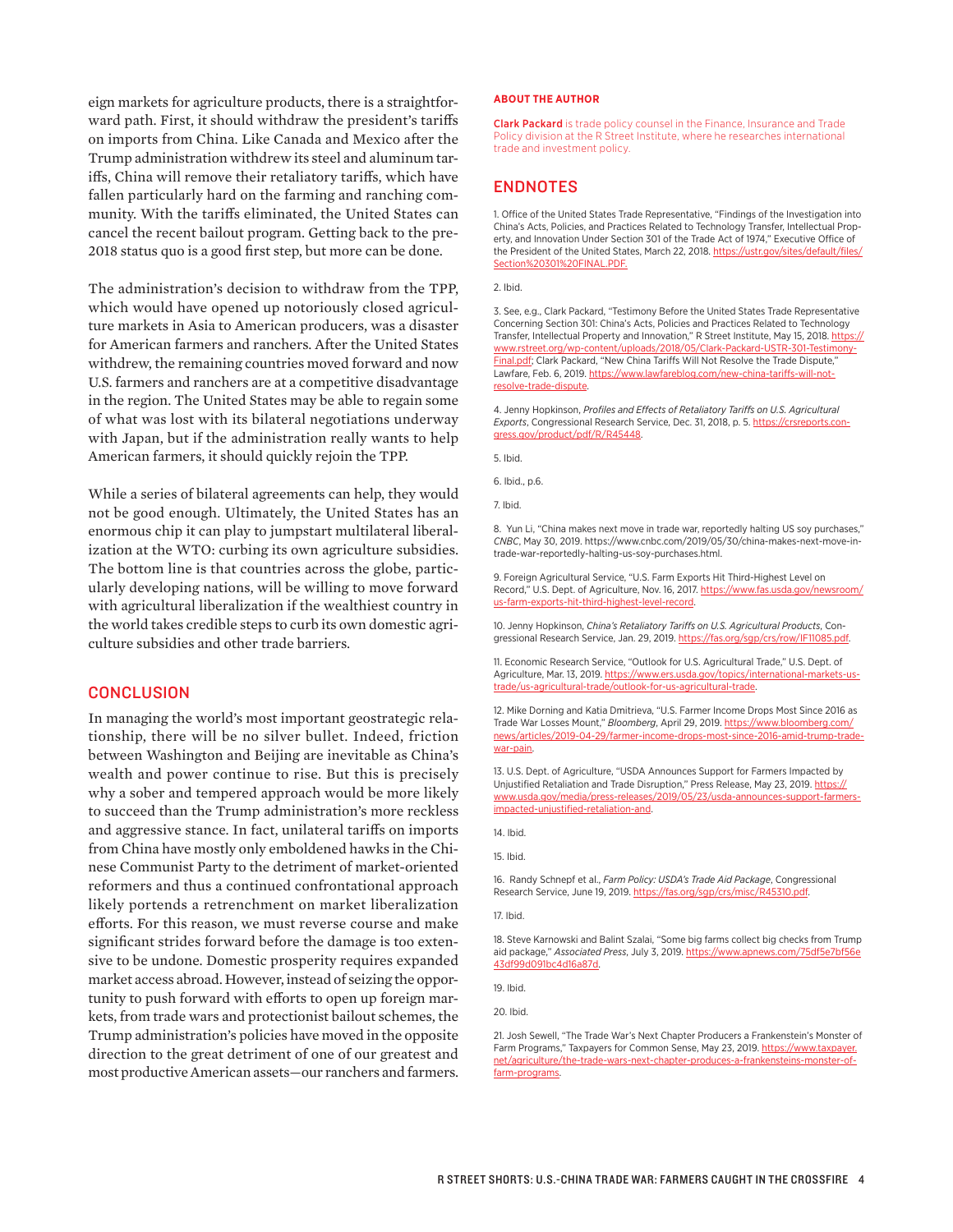eign markets for agriculture products, there is a straightforward path. First, it should withdraw the president's tariffs on imports from China. Like Canada and Mexico after the Trump administration withdrew its steel and aluminum tariffs, China will remove their retaliatory tariffs, which have fallen particularly hard on the farming and ranching community. With the tariffs eliminated, the United States can cancel the recent bailout program. Getting back to the pre-2018 status quo is a good first step, but more can be done.

The administration's decision to withdraw from the TPP, which would have opened up notoriously closed agriculture markets in Asia to American producers, was a disaster for American farmers and ranchers. After the United States withdrew, the remaining countries moved forward and now U.S. farmers and ranchers are at a competitive disadvantage in the region. The United States may be able to regain some of what was lost with its bilateral negotiations underway with Japan, but if the administration really wants to help American farmers, it should quickly rejoin the TPP.

While a series of bilateral agreements can help, they would not be good enough. Ultimately, the United States has an enormous chip it can play to jumpstart multilateral liberalization at the WTO: curbing its own agriculture subsidies. The bottom line is that countries across the globe, particularly developing nations, will be willing to move forward with agricultural liberalization if the wealthiest country in the world takes credible steps to curb its own domestic agriculture subsidies and other trade barriers.

## CONCLUSION

In managing the world's most important geostrategic relationship, there will be no silver bullet. Indeed, friction between Washington and Beijing are inevitable as China's wealth and power continue to rise. But this is precisely why a sober and tempered approach would be more likely to succeed than the Trump administration's more reckless and aggressive stance. In fact, unilateral tariffs on imports from China have mostly only emboldened hawks in the Chinese Communist Party to the detriment of market-oriented reformers and thus a continued confrontational approach likely portends a retrenchment on market liberalization efforts. For this reason, we must reverse course and make significant strides forward before the damage is too extensive to be undone. Domestic prosperity requires expanded market access abroad. However, instead of seizing the opportunity to push forward with efforts to open up foreign markets, from trade wars and protectionist bailout schemes, the Trump administration's policies have moved in the opposite direction to the great detriment of one of our greatest and most productive American assets—our ranchers and farmers.

**ABOUT THE AUTHOR**

**Clark Packard** is trade policy counsel in the Finance, Insurance and Trade Policy division at the R Street Institute, where he researches international trade and investment policy.

## ENDNOTES

1. Office of the United States Trade Representative, "Findings of the Investigation into China's Acts, Policies, and Practices Related to Technology Transfer, Intellectual Property, and Innovation Under Section 301 of the Trade Act of 1974," Executive Office of the President of the United States, March 22, 2018. https://ustr.gov/sites/default/files/Section%20301%20FINAL.PDF.

2. Ibid.

3. See, e.g., Clark Packard, "Testimony Before the United States Trade Representative Concerning Section 301: China's Acts, Policies and Practices Related to Technology Transfer, Intellectual Property and Innovation," R Street Institute, May 15, 2018. https://www.rstreet.org/wp-content/uploads/2018/05/Clark-Packard-USTR-301-Testimony-Final.pdf; Clark Packard, "New China Tariffs Will Not Resolve the Trade Dispute," Lawfare, Feb. 6, 2019. https://www.lawfareblog.com/new-china-tariffs-will-not-resolve-trade-dispute.

4. Jenny Hopkinson, *Profiles and Effects of Retaliatory Tariffs on U.S. Agricultural Exports*, Congressional Research Service, Dec. 31, 2018, p. 5. https://crsreports.congress.gov/product/pdf/R/R45448.

5. Ibid.

6. Ibid., p.6.

7. Ibid.

8. Yun Li, "China makes next move in trade war, reportedly halting US soy purchases," *CNBC*, May 30, 2019. https://www.cnbc.com/2019/05/30/china-makes-next-move-in-trade-war-reportedly-halting-us-soy-purchases.html.

9. Foreign Agricultural Service, "U.S. Farm Exports Hit Third-Highest Level on Record," U.S. Dept. of Agriculture, Nov. 16, 2017. https://www.fas.usda.gov/newsroom/us-farm-exports-hit-third-highest-level-record.

10. Jenny Hopkinson, *China's Retaliatory Tariffs on U.S. Agricultural Products*, Congressional Research Service, Jan. 29, 2019. https://fas.org/sgp/crs/row/IF11085.pdf.

11. Economic Research Service, "Outlook for U.S. Agricultural Trade," U.S. Dept. of Agriculture, Mar. 13, 2019. https://www.ers.usda.gov/topics/international-markets-us-trade/us-agricultural-trade/outlook-for-us-agricultural-trade.

12. Mike Dorning and Katia Dmitrieva, "U.S. Farmer Income Drops Most Since 2016 as Trade War Losses Mount," *Bloomberg*, April 29, 2019. https://www.bloomberg.com/news/articles/2019-04-29/farmer-income-drops-most-since-2016-amid-trump-trade-war-pain.

13. U.S. Dept. of Agriculture, "USDA Announces Support for Farmers Impacted by Unjustified Retaliation and Trade Disruption," Press Release, May 23, 2019. https://www.usda.gov/media/press-releases/2019/05/23/usda-announces-support-farmers-impacted-unjustified-retaliation-and.

14. Ibid.

15. Ibid.

16. Randy Schnepf et al., *Farm Policy: USDA's Trade Aid Package*, Congressional Research Service, June 19, 2019. https://fas.org/sgp/crs/misc/R45310.pdf.

17. Ibid.

18. Steve Karnowski and Balint Szalai, "Some big farms collect big checks from Trump aid package," *Associated Press*, July 3, 2019. https://www.apnews.com/75df5e7bf56e43df99d091bc4d16a87d.

19. Ibid.

20. Ibid.

21. Josh Sewell, "The Trade War's Next Chapter Producers a Frankenstein's Monster of Farm Programs," Taxpayers for Common Sense, May 23, 2019. https://www.taxpayer.net/agriculture/the-trade-wars-next-chapter-produces-a-frankensteins-monster-of-farm-programs.